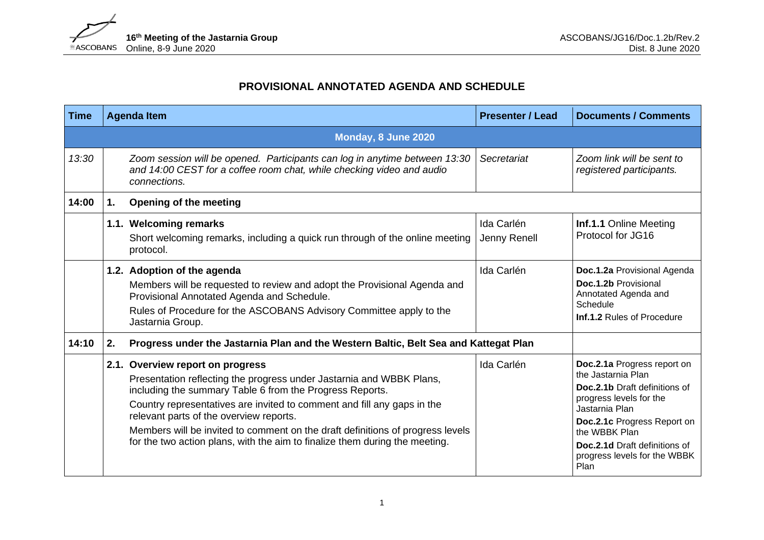# PROVISIONAL ANNOTATED AGENDA AND SCHEDULE

| Time | Agenda Item | Presenter / Lead | Documents / Comments |
|---|---|---|---|
| **Monday, 8 June 2020** | | | |
| *13:30* | *Zoom session will be opened. Participants can log in anytime between 13:30 and 14:00 CEST for a coffee room chat, while checking video and audio connections.* | *Secretariat* | *Zoom link will be sent to registered participants.* |
| **14:00** | **1. Opening of the meeting** | | |
| | **1.1. Welcoming remarks**<br>Short welcoming remarks, including a quick run through of the online meeting protocol. | Ida Carlén<br>Jenny Renell | **Inf.1.1** Online Meeting Protocol for JG16 |
| | **1.2. Adoption of the agenda**<br>Members will be requested to review and adopt the Provisional Agenda and Provisional Annotated Agenda and Schedule.<br>Rules of Procedure for the ASCOBANS Advisory Committee apply to the Jastarnia Group. | Ida Carlén | **Doc.1.2a** Provisional Agenda<br>**Doc.1.2b** Provisional Annotated Agenda and Schedule<br>**Inf.1.2** Rules of Procedure |
| **14:10** | **2. Progress under the Jastarnia Plan and the Western Baltic, Belt Sea and Kattegat Plan** | | |
| | **2.1. Overview report on progress**<br>Presentation reflecting the progress under Jastarnia and WBBK Plans, including the summary Table 6 from the Progress Reports.<br>Country representatives are invited to comment and fill any gaps in the relevant parts of the overview reports.<br>Members will be invited to comment on the draft definitions of progress levels for the two action plans, with the aim to finalize them during the meeting. | Ida Carlén | **Doc.2.1a** Progress report on the Jastarnia Plan<br>**Doc.2.1b** Draft definitions of progress levels for the Jastarnia Plan<br>**Doc.2.1c** Progress Report on the WBBK Plan<br>**Doc.2.1d** Draft definitions of progress levels for the WBBK Plan |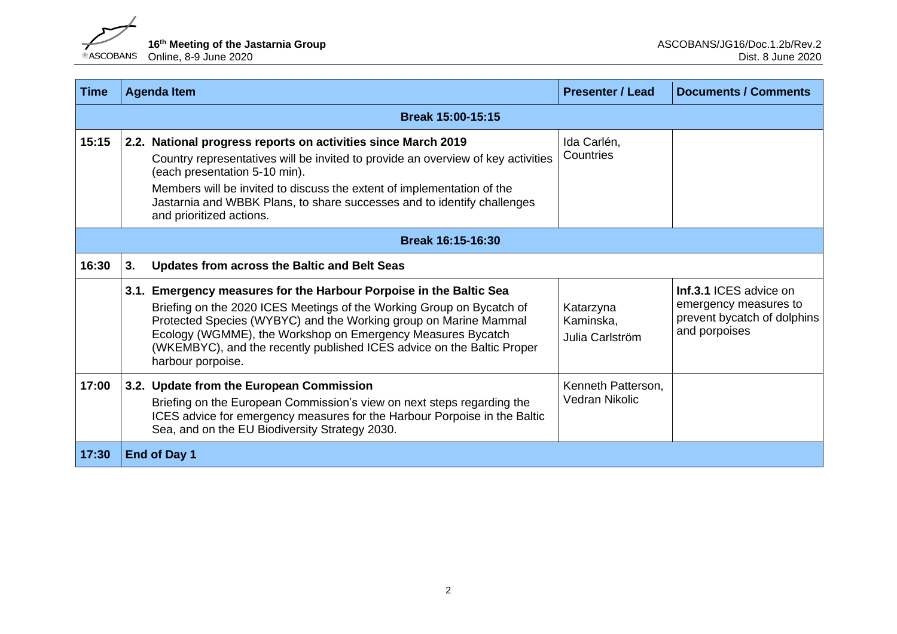| Time | Agenda Item | Presenter / Lead | Documents / Comments |
|---|---|---|---|
| | **Break 15:00-15:15** | | |
| **15:15** | **2.2. National progress reports on activities since March 2019**<br>Country representatives will be invited to provide an overview of key activities (each presentation 5-10 min).<br>Members will be invited to discuss the extent of implementation of the Jastarnia and WBBK Plans, to share successes and to identify challenges and prioritized actions. | Ida Carlén, Countries | |
| | **Break 16:15-16:30** | | |
| **16:30** | **3. Updates from across the Baltic and Belt Seas** | | |
| | **3.1. Emergency measures for the Harbour Porpoise in the Baltic Sea**<br>Briefing on the 2020 ICES Meetings of the Working Group on Bycatch of Protected Species (WYBYC) and the Working group on Marine Mammal Ecology (WGMME), the Workshop on Emergency Measures Bycatch (WKEMBYC), and the recently published ICES advice on the Baltic Proper harbour porpoise. | Katarzyna Kaminska,<br>Julia Carlström | **Inf.3.1** ICES advice on emergency measures to prevent bycatch of dolphins and porpoises |
| **17:00** | **3.2. Update from the European Commission**<br>Briefing on the European Commission's view on next steps regarding the ICES advice for emergency measures for the Harbour Porpoise in the Baltic Sea, and on the EU Biodiversity Strategy 2030. | Kenneth Patterson, Vedran Nikolic | |
| **17:30** | **End of Day 1** | | |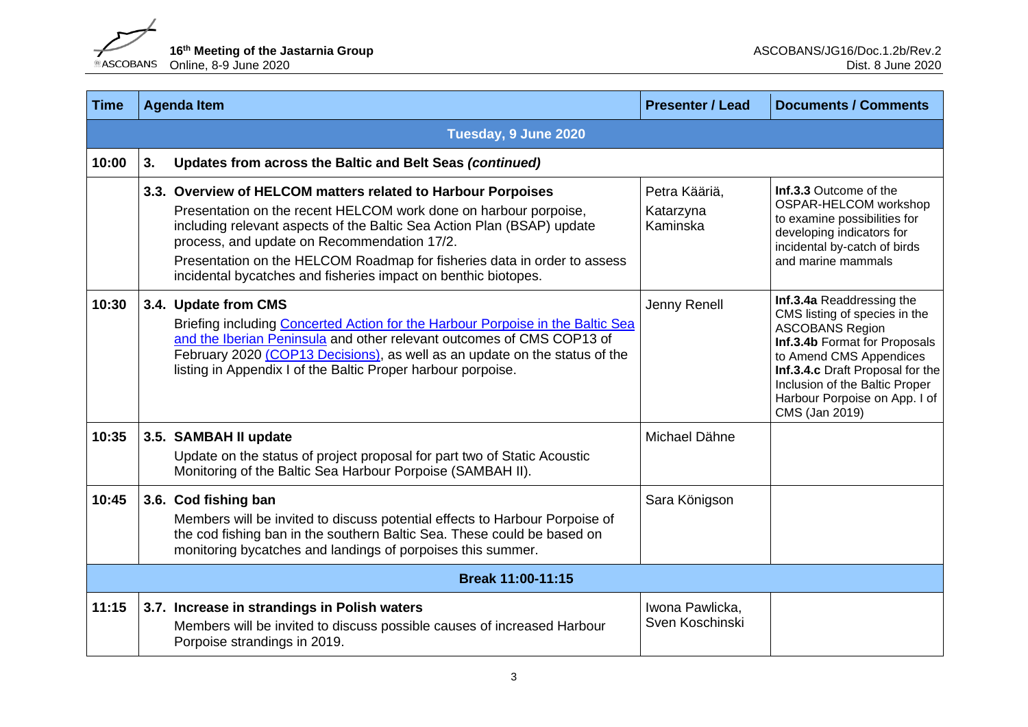| Time | Agenda Item | Presenter / Lead | Documents / Comments |
|---|---|---|---|
| | **Tuesday, 9 June 2020** | | |
| **10:00** | **3. Updates from across the Baltic and Belt Seas *(continued)*** | | |
| | **3.3. Overview of HELCOM matters related to Harbour Porpoises**<br>Presentation on the recent HELCOM work done on harbour porpoise, including relevant aspects of the Baltic Sea Action Plan (BSAP) update process, and update on Recommendation 17/2.<br>Presentation on the HELCOM Roadmap for fisheries data in order to assess incidental bycatches and fisheries impact on benthic biotopes. | Petra Kääriä, Katarzyna Kaminska | **Inf.3.3** Outcome of the OSPAR-HELCOM workshop to examine possibilities for developing indicators for incidental by-catch of birds and marine mammals |
| **10:30** | **3.4. Update from CMS**<br>Briefing including Concerted Action for the Harbour Porpoise in the Baltic Sea and the Iberian Peninsula and other relevant outcomes of CMS COP13 of February 2020 (COP13 Decisions), as well as an update on the status of the listing in Appendix I of the Baltic Proper harbour porpoise. | Jenny Renell | **Inf.3.4a** Readdressing the CMS listing of species in the ASCOBANS Region<br>**Inf.3.4b** Format for Proposals to Amend CMS Appendices<br>**Inf.3.4.c** Draft Proposal for the Inclusion of the Baltic Proper Harbour Porpoise on App. I of CMS (Jan 2019) |
| **10:35** | **3.5. SAMBAH II update**<br>Update on the status of project proposal for part two of Static Acoustic Monitoring of the Baltic Sea Harbour Porpoise (SAMBAH II). | Michael Dähne | |
| **10:45** | **3.6. Cod fishing ban**<br>Members will be invited to discuss potential effects to Harbour Porpoise of the cod fishing ban in the southern Baltic Sea. These could be based on monitoring bycatches and landings of porpoises this summer. | Sara Königson | |
| | **Break 11:00-11:15** | | |
| **11:15** | **3.7. Increase in strandings in Polish waters**<br>Members will be invited to discuss possible causes of increased Harbour Porpoise strandings in 2019. | Iwona Pawlicka, Sven Koschinski | |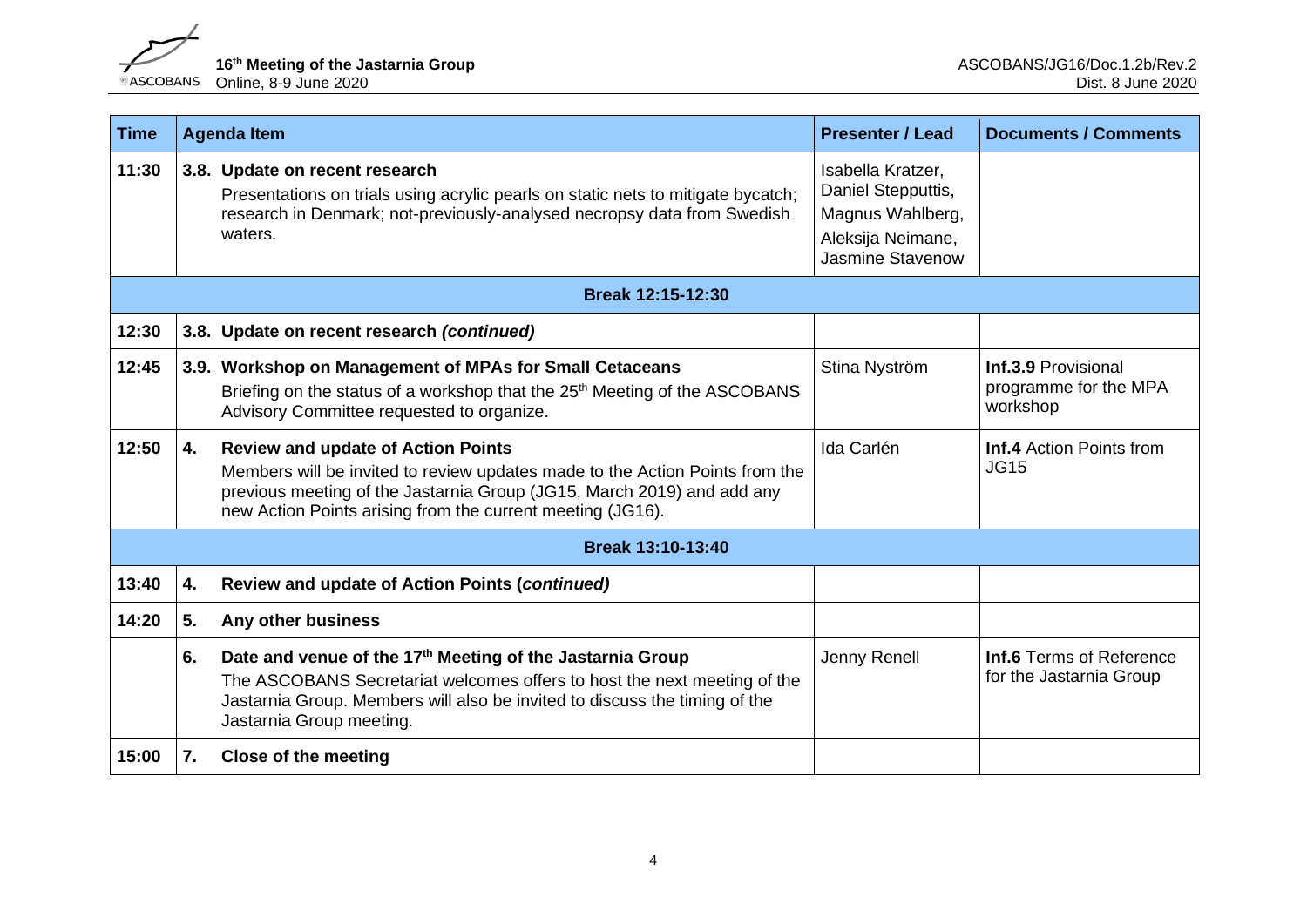| Time | Agenda Item | Presenter / Lead | Documents / Comments |
|---|---|---|---|
| 11:30 | **3.8. Update on recent research**<br>Presentations on trials using acrylic pearls on static nets to mitigate bycatch; research in Denmark; not-previously-analysed necropsy data from Swedish waters. | Isabella Kratzer, Daniel Stepputtis, Magnus Wahlberg, Aleksija Neimane, Jasmine Stavenow | |
| | **Break 12:15-12:30** | | |
| 12:30 | **3.8. Update on recent research *(continued)*** | | |
| 12:45 | **3.9. Workshop on Management of MPAs for Small Cetaceans**<br>Briefing on the status of a workshop that the 25th Meeting of the ASCOBANS Advisory Committee requested to organize. | Stina Nyström | **Inf.3.9** Provisional programme for the MPA workshop |
| 12:50 | **4. Review and update of Action Points**<br>Members will be invited to review updates made to the Action Points from the previous meeting of the Jastarnia Group (JG15, March 2019) and add any new Action Points arising from the current meeting (JG16). | Ida Carlén | **Inf.4** Action Points from JG15 |
| | **Break 13:10-13:40** | | |
| 13:40 | **4. Review and update of Action Points (*continued)*** | | |
| 14:20 | **5. Any other business** | | |
| | **6. Date and venue of the 17th Meeting of the Jastarnia Group**<br>The ASCOBANS Secretariat welcomes offers to host the next meeting of the Jastarnia Group. Members will also be invited to discuss the timing of the Jastarnia Group meeting. | Jenny Renell | **Inf.6** Terms of Reference for the Jastarnia Group |
| 15:00 | **7. Close of the meeting** | | |